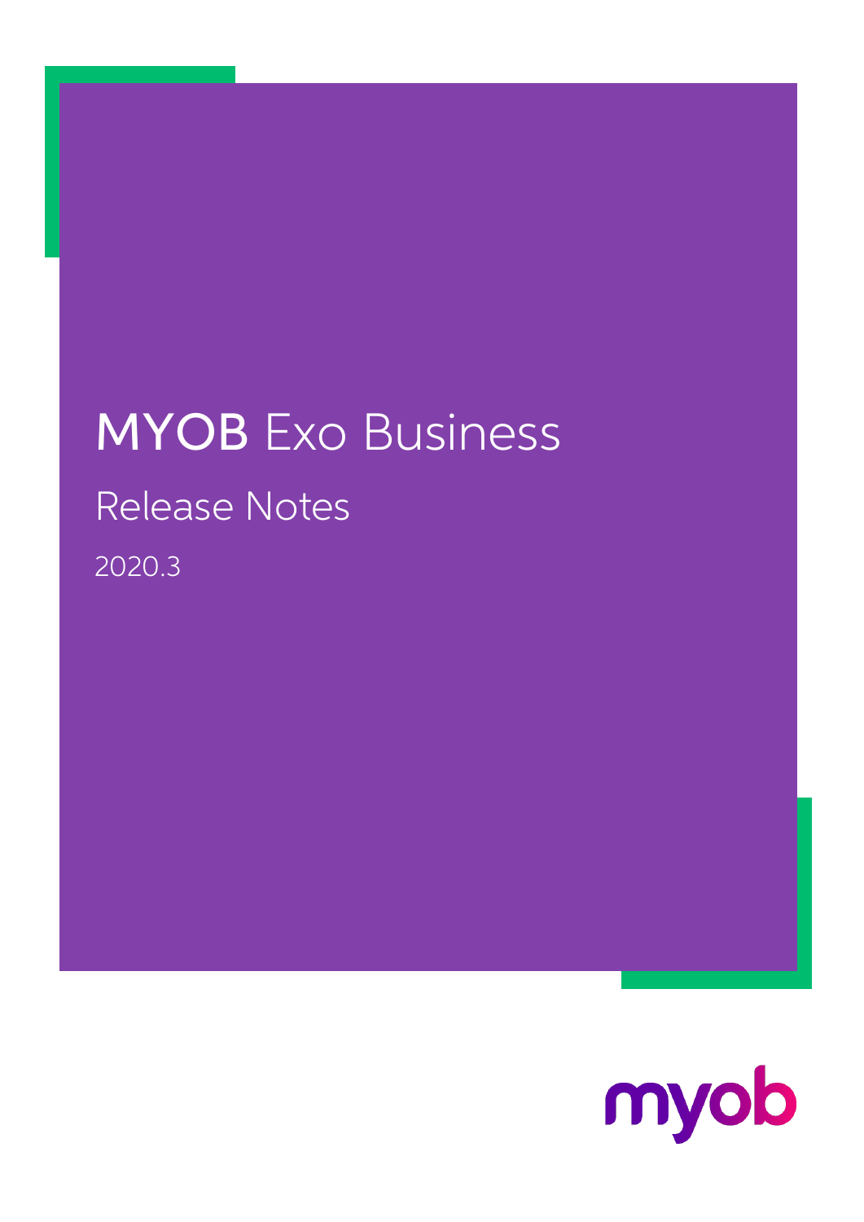# MYOB Exo Business

## Release Notes

2020.3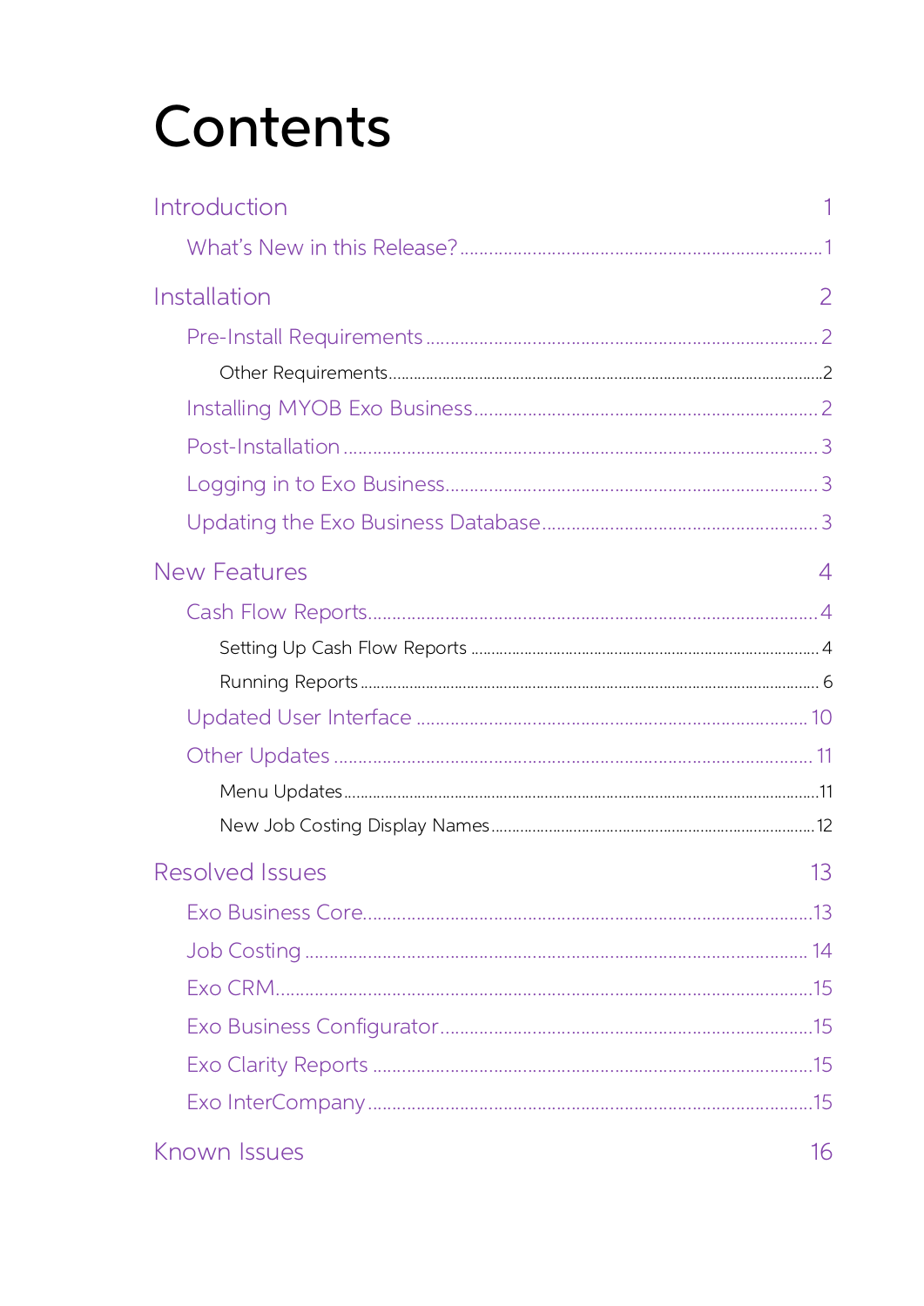# Contents

Introduction 1

- What's New in this Release? 1

Installation 2

- Pre-Install Requirements 2
  - Other Requirements 2
- Installing MYOB Exo Business 2
- Post-Installation 3
- Logging in to Exo Business 3
- Updating the Exo Business Database 3

New Features 4

- Cash Flow Reports 4
  - Setting Up Cash Flow Reports 4
  - Running Reports 6
- Updated User Interface 10
- Other Updates 11
  - Menu Updates 11
  - New Job Costing Display Names 12

Resolved Issues 13

- Exo Business Core 13
- Job Costing 14
- Exo CRM 15
- Exo Business Configurator 15
- Exo Clarity Reports 15
- Exo InterCompany 15

Known Issues 16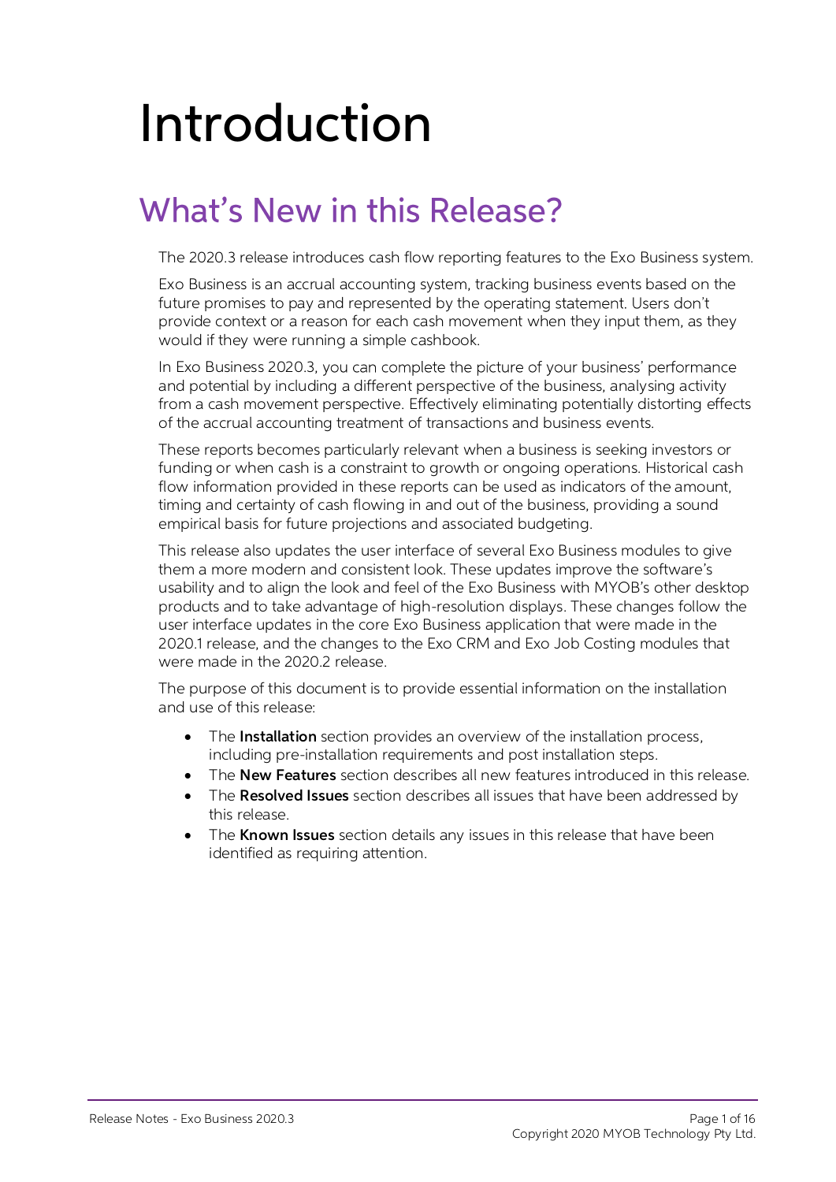# Introduction

## What's New in this Release?

The 2020.3 release introduces cash flow reporting features to the Exo Business system.

Exo Business is an accrual accounting system, tracking business events based on the future promises to pay and represented by the operating statement. Users don't provide context or a reason for each cash movement when they input them, as they would if they were running a simple cashbook.

In Exo Business 2020.3, you can complete the picture of your business' performance and potential by including a different perspective of the business, analysing activity from a cash movement perspective. Effectively eliminating potentially distorting effects of the accrual accounting treatment of transactions and business events.

These reports becomes particularly relevant when a business is seeking investors or funding or when cash is a constraint to growth or ongoing operations. Historical cash flow information provided in these reports can be used as indicators of the amount, timing and certainty of cash flowing in and out of the business, providing a sound empirical basis for future projections and associated budgeting.

This release also updates the user interface of several Exo Business modules to give them a more modern and consistent look. These updates improve the software's usability and to align the look and feel of the Exo Business with MYOB's other desktop products and to take advantage of high-resolution displays. These changes follow the user interface updates in the core Exo Business application that were made in the 2020.1 release, and the changes to the Exo CRM and Exo Job Costing modules that were made in the 2020.2 release.

The purpose of this document is to provide essential information on the installation and use of this release:

- The **Installation** section provides an overview of the installation process, including pre-installation requirements and post installation steps.
- The **New Features** section describes all new features introduced in this release.
- The **Resolved Issues** section describes all issues that have been addressed by this release.
- The **Known Issues** section details any issues in this release that have been identified as requiring attention.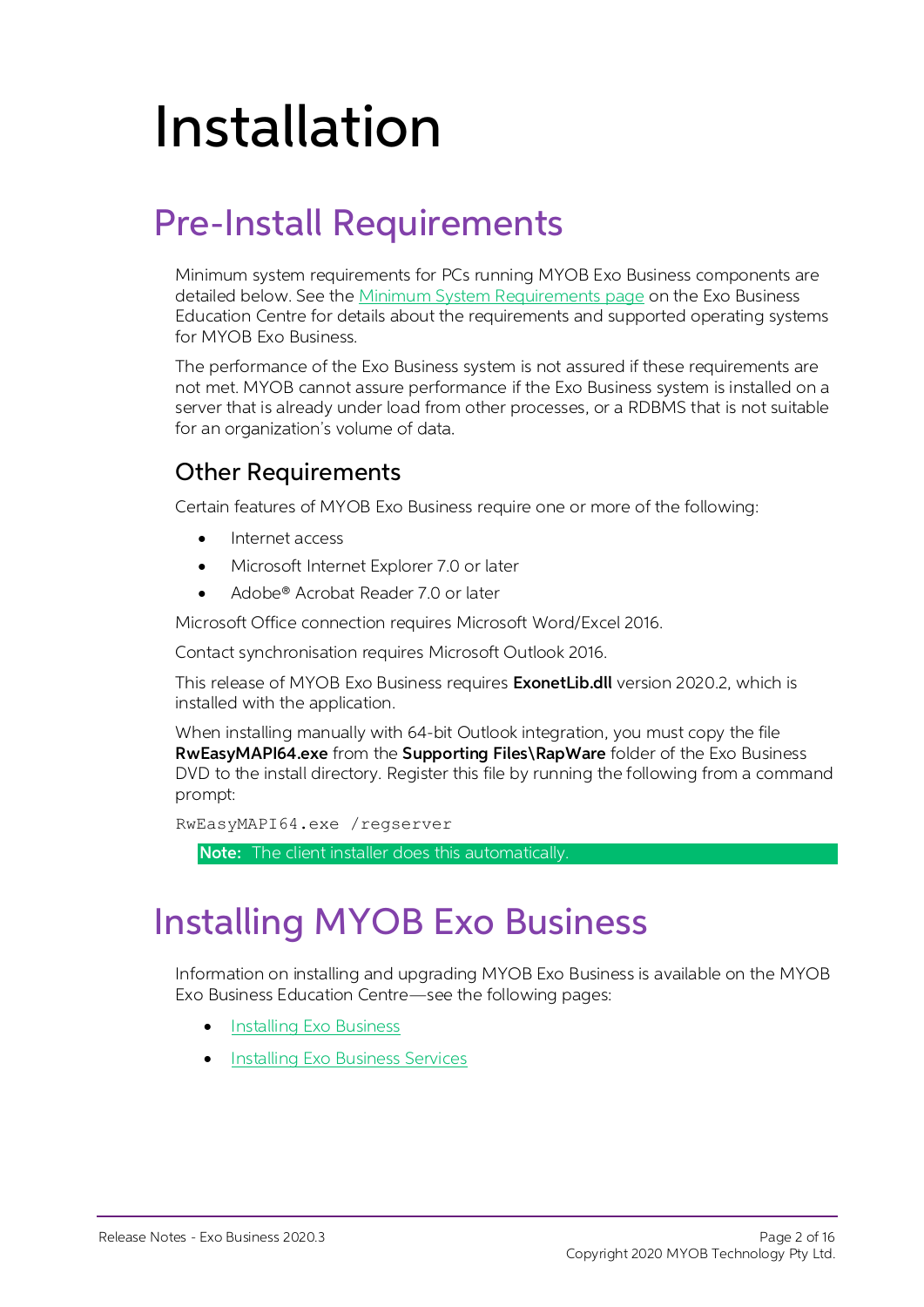# Installation

## Pre-Install Requirements

Minimum system requirements for PCs running MYOB Exo Business components are detailed below. See the Minimum System Requirements page on the Exo Business Education Centre for details about the requirements and supported operating systems for MYOB Exo Business.

The performance of the Exo Business system is not assured if these requirements are not met. MYOB cannot assure performance if the Exo Business system is installed on a server that is already under load from other processes, or a RDBMS that is not suitable for an organization's volume of data.

### Other Requirements

Certain features of MYOB Exo Business require one or more of the following:

- Internet access
- Microsoft Internet Explorer 7.0 or later
- Adobe® Acrobat Reader 7.0 or later

Microsoft Office connection requires Microsoft Word/Excel 2016.

Contact synchronisation requires Microsoft Outlook 2016.

This release of MYOB Exo Business requires **ExonetLib.dll** version 2020.2, which is installed with the application.

When installing manually with 64-bit Outlook integration, you must copy the file **RwEasyMAPI64.exe** from the **Supporting Files\RapWare** folder of the Exo Business DVD to the install directory. Register this file by running the following from a command prompt:

```
RwEasyMAPI64.exe /regserver
```

**Note:** The client installer does this automatically.

## Installing MYOB Exo Business

Information on installing and upgrading MYOB Exo Business is available on the MYOB Exo Business Education Centre—see the following pages:

- Installing Exo Business
- Installing Exo Business Services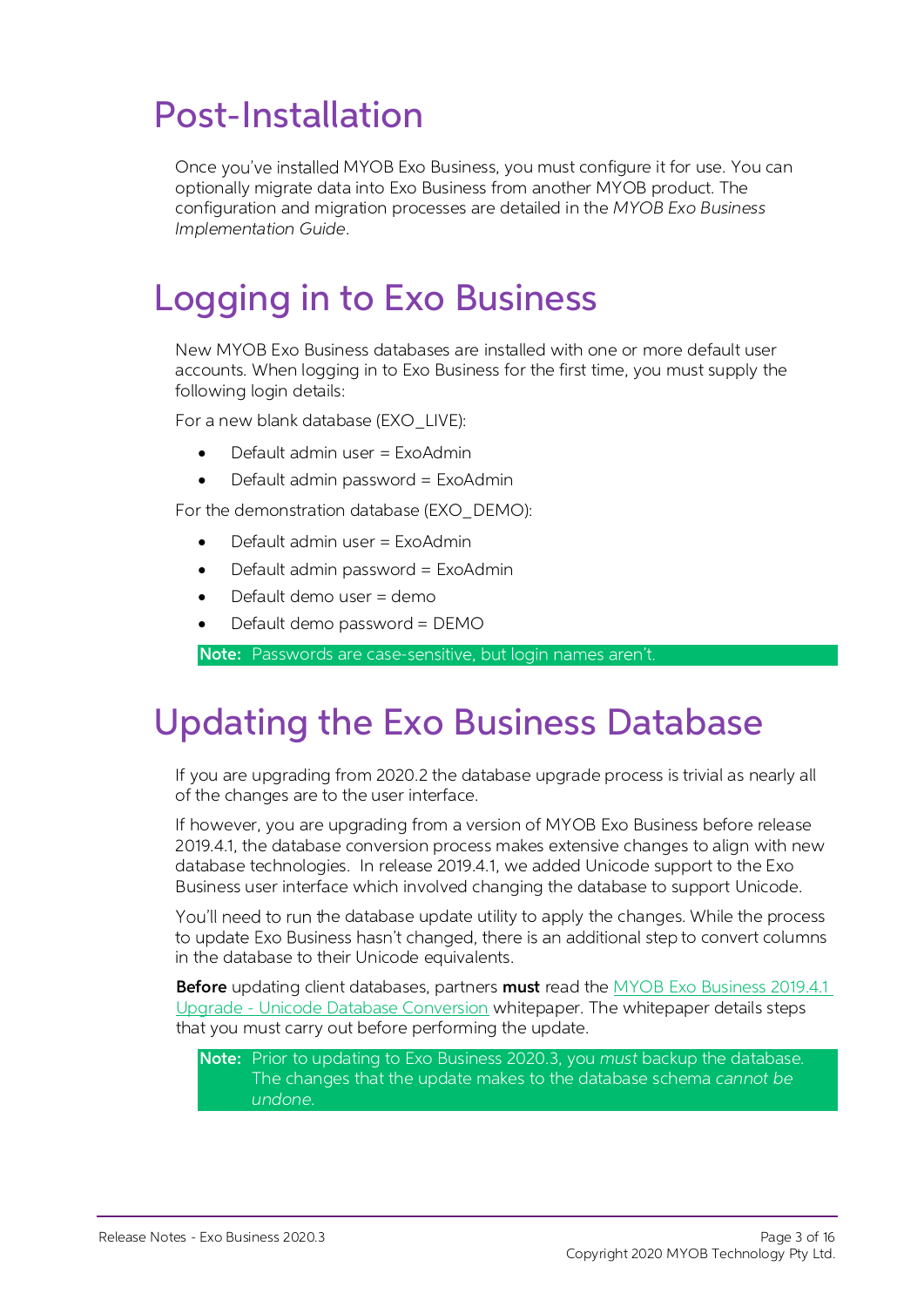# Post-Installation

Once you've installed MYOB Exo Business, you must configure it for use. You can optionally migrate data into Exo Business from another MYOB product. The configuration and migration processes are detailed in the *MYOB Exo Business Implementation Guide*.

# Logging in to Exo Business

New MYOB Exo Business databases are installed with one or more default user accounts. When logging in to Exo Business for the first time, you must supply the following login details:

For a new blank database (EXO_LIVE):

- Default admin user = ExoAdmin
- Default admin password = ExoAdmin

For the demonstration database (EXO_DEMO):

- Default admin user = ExoAdmin
- Default admin password = ExoAdmin
- Default demo user = demo
- Default demo password = DEMO

**Note:** Passwords are case-sensitive, but login names aren't.

# Updating the Exo Business Database

If you are upgrading from 2020.2 the database upgrade process is trivial as nearly all of the changes are to the user interface.

If however, you are upgrading from a version of MYOB Exo Business before release 2019.4.1, the database conversion process makes extensive changes to align with new database technologies. In release 2019.4.1, we added Unicode support to the Exo Business user interface which involved changing the database to support Unicode.

You'll need to run the database update utility to apply the changes. While the process to update Exo Business hasn't changed, there is an additional step to convert columns in the database to their Unicode equivalents.

**Before** updating client databases, partners **must** read the MYOB Exo Business 2019.4.1 Upgrade - Unicode Database Conversion whitepaper. The whitepaper details steps that you must carry out before performing the update.

**Note:** Prior to updating to Exo Business 2020.3, you *must* backup the database. The changes that the update makes to the database schema *cannot be undone*.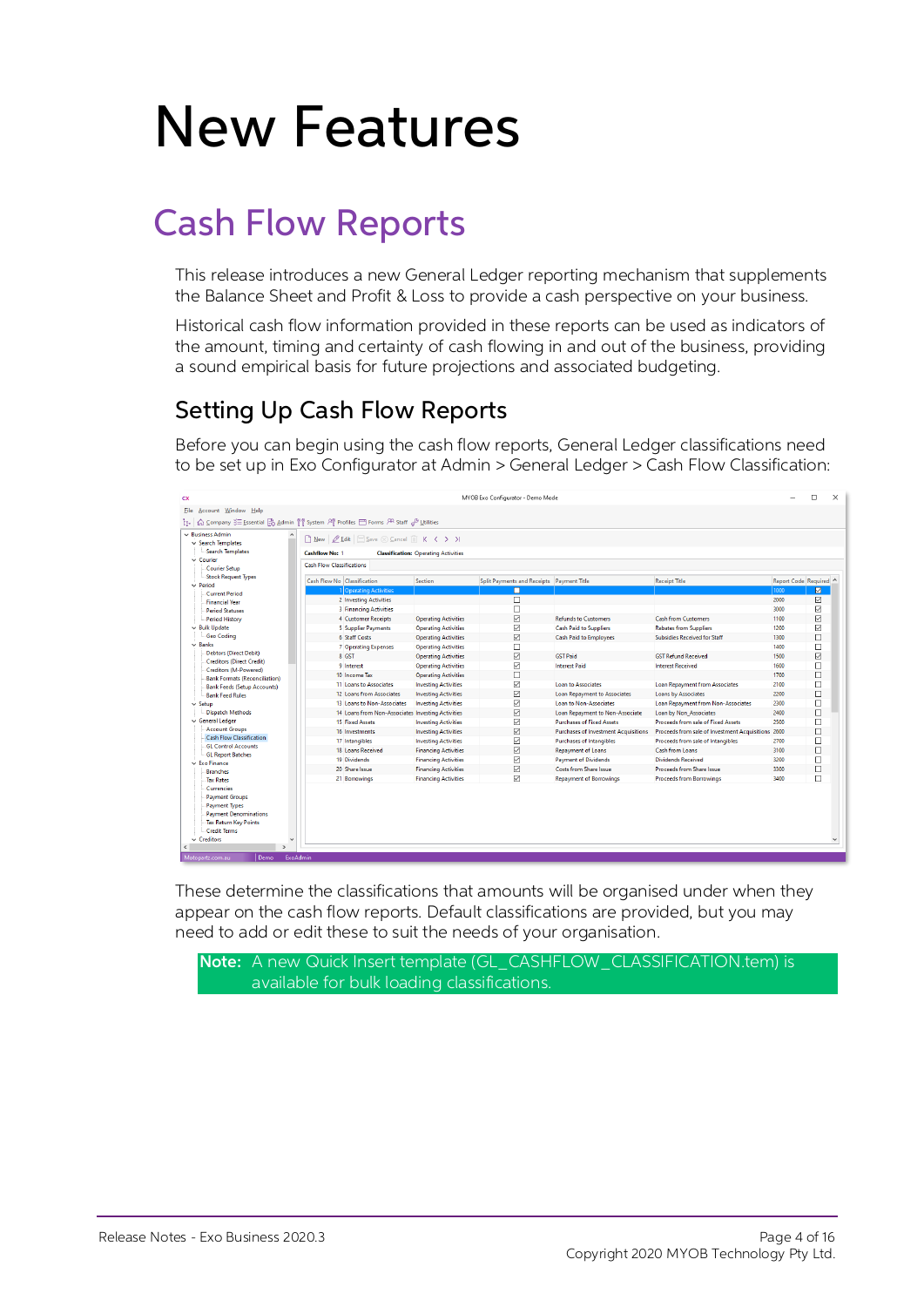# New Features

## Cash Flow Reports

This release introduces a new General Ledger reporting mechanism that supplements the Balance Sheet and Profit & Loss to provide a cash perspective on your business.

Historical cash flow information provided in these reports can be used as indicators of the amount, timing and certainty of cash flowing in and out of the business, providing a sound empirical basis for future projections and associated budgeting.

### Setting Up Cash Flow Reports

Before you can begin using the cash flow reports, General Ledger classifications need to be set up in Exo Configurator at Admin > General Ledger > Cash Flow Classification:

These determine the classifications that amounts will be organised under when they appear on the cash flow reports. Default classifications are provided, but you may need to add or edit these to suit the needs of your organisation.

**Note:** A new Quick Insert template (GL_CASHFLOW_CLASSIFICATION.tem) is available for bulk loading classifications.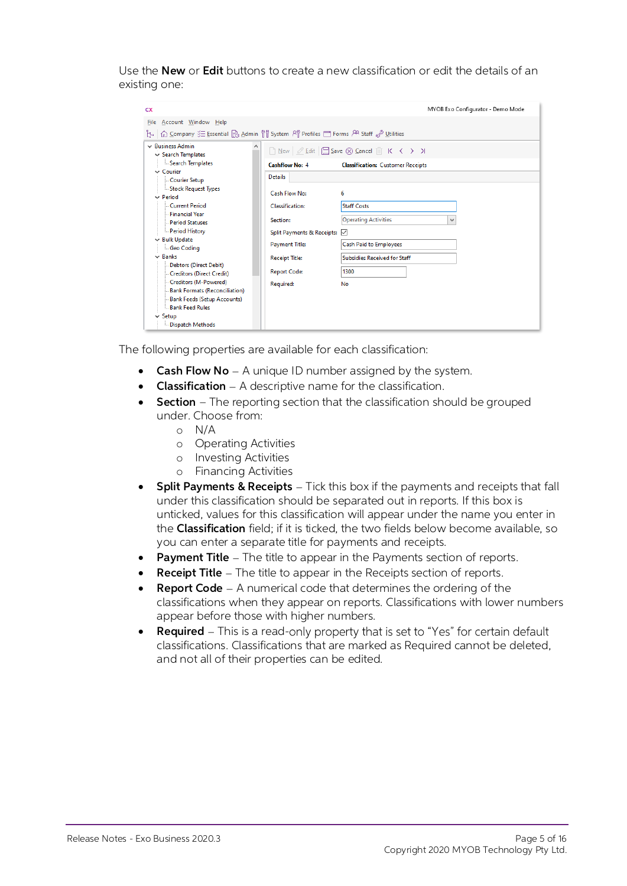Use the **New** or **Edit** buttons to create a new classification or edit the details of an existing one:

The following properties are available for each classification:

- **Cash Flow No** – A unique ID number assigned by the system.
- **Classification** – A descriptive name for the classification.
- **Section** – The reporting section that the classification should be grouped under. Choose from:
  - N/A
  - Operating Activities
  - Investing Activities
  - Financing Activities
- **Split Payments & Receipts** – Tick this box if the payments and receipts that fall under this classification should be separated out in reports. If this box is unticked, values for this classification will appear under the name you enter in the **Classification** field; if it is ticked, the two fields below become available, so you can enter a separate title for payments and receipts.
- **Payment Title** – The title to appear in the Payments section of reports.
- **Receipt Title** – The title to appear in the Receipts section of reports.
- **Report Code** – A numerical code that determines the ordering of the classifications when they appear on reports. Classifications with lower numbers appear before those with higher numbers.
- **Required** – This is a read-only property that is set to "Yes" for certain default classifications. Classifications that are marked as Required cannot be deleted, and not all of their properties can be edited.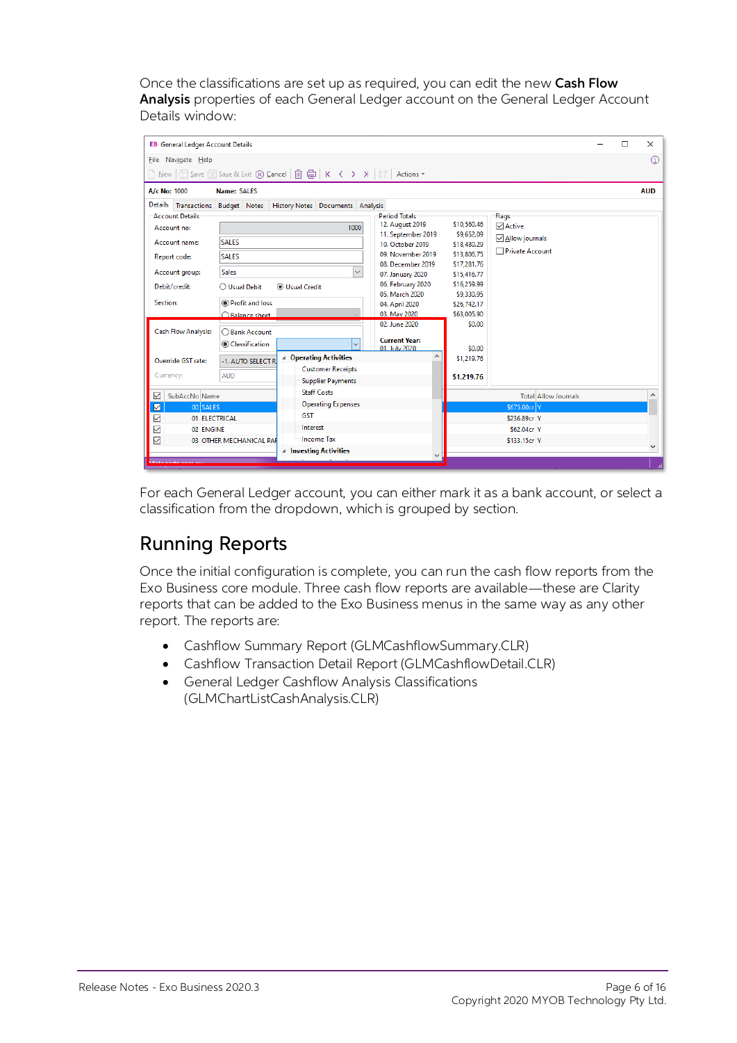Once the classifications are set up as required, you can edit the new **Cash Flow Analysis** properties of each General Ledger account on the General Ledger Account Details window:

For each General Ledger account, you can either mark it as a bank account, or select a classification from the dropdown, which is grouped by section.

## Running Reports

Once the initial configuration is complete, you can run the cash flow reports from the Exo Business core module. Three cash flow reports are available—these are Clarity reports that can be added to the Exo Business menus in the same way as any other report. The reports are:

- Cashflow Summary Report (GLMCashflowSummary.CLR)
- Cashflow Transaction Detail Report (GLMCashflowDetail.CLR)
- General Ledger Cashflow Analysis Classifications (GLMChartListCashAnalysis.CLR)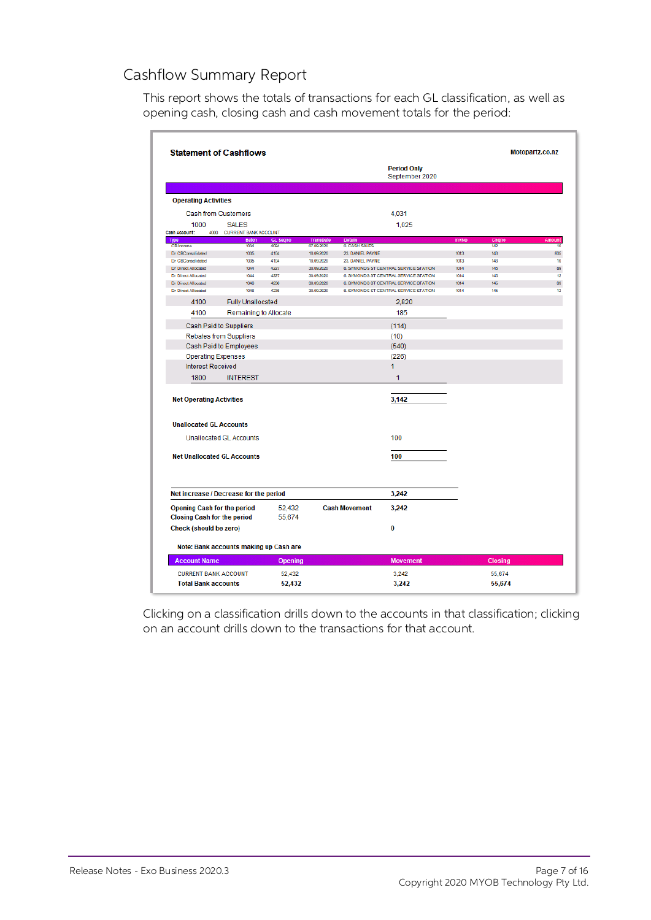## Cashflow Summary Report

This report shows the totals of transactions for each GL classification, as well as opening cash, closing cash and cash movement totals for the period:

**Statement of Cashflows** — Motopartz.co.nz

Period Only
September 2020

**Operating Activities**

| | | |
|---|---|---|
| Cash from Customers | | 4,031 |
| 1000 | SALES | 1,025 |

Cash Account: 4000 CURRENT BANK ACCOUNT

| Type | Batch | GL Seqno | Transdate | Details | InvNo | Cheque | Amount |
|---|---|---|---|---|---|---|---|
| CB Income | 1034 | 4094 | 07.09.2020 | 0. CASH SALES | | 142 | 16 |
| Dr CBConsolidated | 1035 | 4104 | 10.09.2020 | 23. DANIEL PAYNE | 1013 | 143 | 805 |
| Dr CBConsolidated | 1035 | 4104 | 10.09.2020 | 23. DANIEL PAYNE | 1013 | 143 | 10 |
| Dr Direct Allocated | 1044 | 4227 | 30.09.2020 | 6. SYMONDS ST CENTRAL SERVICE STATION | 1014 | 145 | 86 |
| Dr Direct Allocated | 1044 | 4227 | 30.09.2020 | 6. SYMONDS ST CENTRAL SERVICE STATION | 1014 | 145 | 12 |
| Dr Direct Allocated | 1046 | 4236 | 30.09.2020 | 6. SYMONDS ST CENTRAL SERVICE STATION | 1014 | 145 | 86 |
| Dr Direct Allocated | 1046 | 4236 | 30.09.2020 | 6. SYMONDS ST CENTRAL SERVICE STATION | 1014 | 145 | 12 |

| | | |
|---|---|---|
| 4100 | Fully Unallocated | 2,820 |
| 4100 | Remaining to Allocate | 185 |
| Cash Paid to Suppliers | | (114) |
| Rebates from Suppliers | | (10) |
| Cash Paid to Employees | | (540) |
| Operating Expenses | | (220) |
| Interest Received | | 1 |
| 1800 | INTEREST | 1 |
| **Net Operating Activities** | | **3,142** |

**Unallocated GL Accounts**

| | |
|---|---|
| Unallocated GL Accounts | 100 |
| **Net Unallocated GL Accounts** | **100** |

| | | | |
|---|---|---|---|
| Net Increase / Decrease for the period | | | 3,242 |
| **Opening Cash for the period** | 52,432 | **Cash Movement** | 3,242 |
| **Closing Cash for the period** | 55,674 | | |
| **Check (should be zero)** | | | 0 |

**Note: Bank accounts making up Cash are**

| Account Name | Opening | Movement | Closing |
|---|---|---|---|
| CURRENT BANK ACCOUNT | 52,432 | 3,242 | 55,674 |
| **Total Bank accounts** | **52,432** | **3,242** | **55,674** |

Clicking on a classification drills down to the accounts in that classification; clicking on an account drills down to the transactions for that account.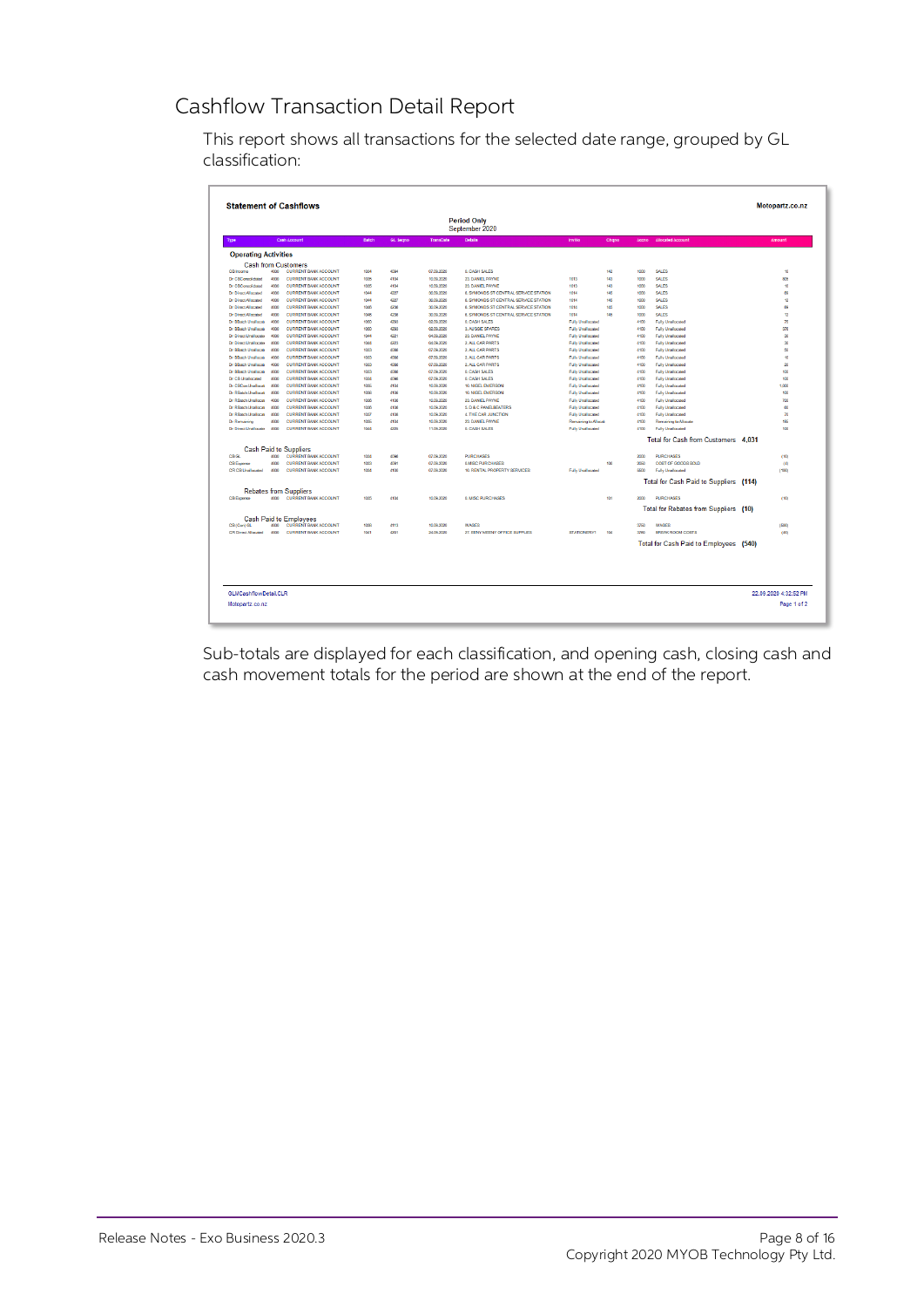# Cashflow Transaction Detail Report

This report shows all transactions for the selected date range, grouped by GL classification:

Sub-totals are displayed for each classification, and opening cash, closing cash and cash movement totals for the period are shown at the end of the report.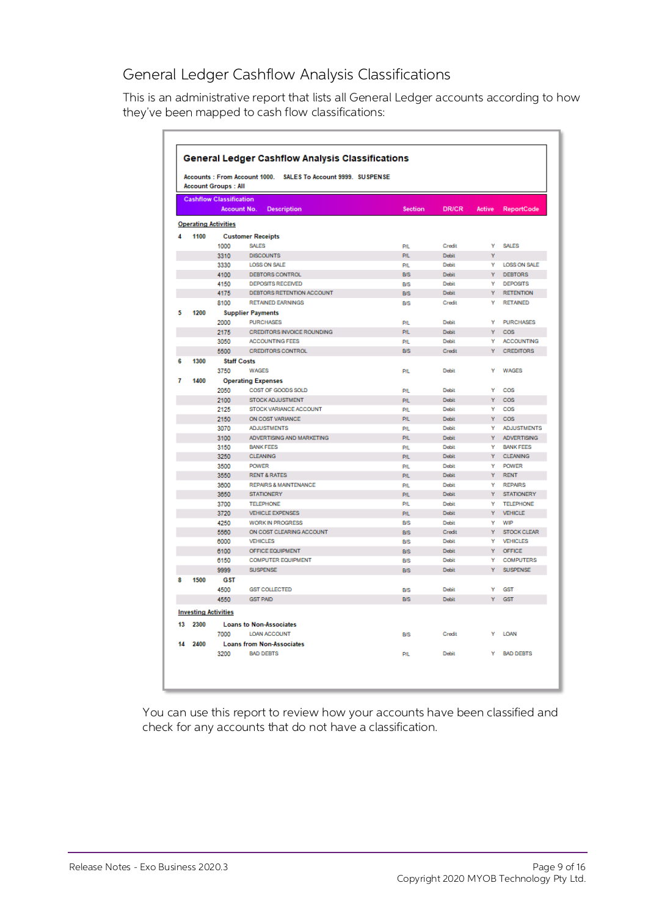## General Ledger Cashflow Analysis Classifications

This is an administrative report that lists all General Ledger accounts according to how they've been mapped to cash flow classifications:

**General Ledger Cashflow Analysis Classifications**

Accounts : From Account 1000. SALES To Account 9999. SUSPENSE
Account Groups : All

| Cashflow Classification | | Account No. | Description | Section | DR/CR | Active | ReportCode |
|---|---|---|---|---|---|---|---|
| **Operating Activities** | | | | | | | |
| 4 | 1100 | | **Customer Receipts** | | | | |
| | | 1000 | SALES | P/L | Credit | Y | SALES |
| | | 3310 | DISCOUNTS | P/L | Debit | Y | |
| | | 3330 | LOSS ON SALE | P/L | Debit | Y | LOSS ON SALE |
| | | 4100 | DEBTORS CONTROL | B/S | Debit | Y | DEBTORS |
| | | 4150 | DEPOSITS RECEIVED | B/S | Debit | Y | DEPOSITS |
| | | 4175 | DEBTORS RETENTION ACCOUNT | B/S | Debit | Y | RETENTION |
| | | 8100 | RETAINED EARNINGS | B/S | Credit | Y | RETAINED |
| 5 | 1200 | | **Supplier Payments** | | | | |
| | | 2000 | PURCHASES | P/L | Debit | Y | PURCHASES |
| | | 2175 | CREDITORS INVOICE ROUNDING | P/L | Debit | Y | COS |
| | | 3050 | ACCOUNTING FEES | P/L | Debit | Y | ACCOUNTING |
| | | 5500 | CREDITORS CONTROL | B/S | Credit | Y | CREDITORS |
| 6 | 1300 | | **Staff Costs** | | | | |
| | | 3750 | WAGES | P/L | Debit | Y | WAGES |
| 7 | 1400 | | **Operating Expenses** | | | | |
| | | 2050 | COST OF GOODS SOLD | P/L | Debit | Y | COS |
| | | 2100 | STOCK ADJUSTMENT | P/L | Debit | Y | COS |
| | | 2125 | STOCK VARIANCE ACCOUNT | P/L | Debit | Y | COS |
| | | 2150 | ON COST VARIANCE | P/L | Debit | Y | COS |
| | | 3070 | ADJUSTMENTS | P/L | Debit | Y | ADJUSTMENTS |
| | | 3100 | ADVERTISING AND MARKETING | P/L | Debit | Y | ADVERTISING |
| | | 3150 | BANK FEES | P/L | Debit | Y | BANK FEES |
| | | 3250 | CLEANING | P/L | Debit | Y | CLEANING |
| | | 3500 | POWER | P/L | Debit | Y | POWER |
| | | 3550 | RENT & RATES | P/L | Debit | Y | RENT |
| | | 3600 | REPAIRS & MAINTENANCE | P/L | Debit | Y | REPAIRS |
| | | 3650 | STATIONERY | P/L | Debit | Y | STATIONERY |
| | | 3700 | TELEPHONE | P/L | Debit | Y | TELEPHONE |
| | | 3720 | VEHICLE EXPENSES | P/L | Debit | Y | VEHICLE |
| | | 4250 | WORK IN PROGRESS | B/S | Debit | Y | WIP |
| | | 5560 | ON COST CLEARING ACCOUNT | B/S | Credit | Y | STOCK CLEAR |
| | | 6000 | VEHICLES | B/S | Debit | Y | VEHICLES |
| | | 6100 | OFFICE EQUIPMENT | B/S | Debit | Y | OFFICE |
| | | 6150 | COMPUTER EQUIPMENT | B/S | Debit | Y | COMPUTERS |
| | | 9999 | SUSPENSE | B/S | Debit | Y | SUSPENSE |
| 8 | 1500 | | **GST** | | | | |
| | | 4500 | GST COLLECTED | B/S | Debit | Y | GST |
| | | 4550 | GST PAID | B/S | Debit | Y | GST |
| **Investing Activities** | | | | | | | |
| 13 | 2300 | | **Loans to Non-Associates** | | | | |
| | | 7000 | LOAN ACCOUNT | B/S | Credit | Y | LOAN |
| 14 | 2400 | | **Loans from Non-Associates** | | | | |
| | | 3200 | BAD DEBTS | P/L | Debit | Y | BAD DEBTS |

You can use this report to review how your accounts have been classified and check for any accounts that do not have a classification.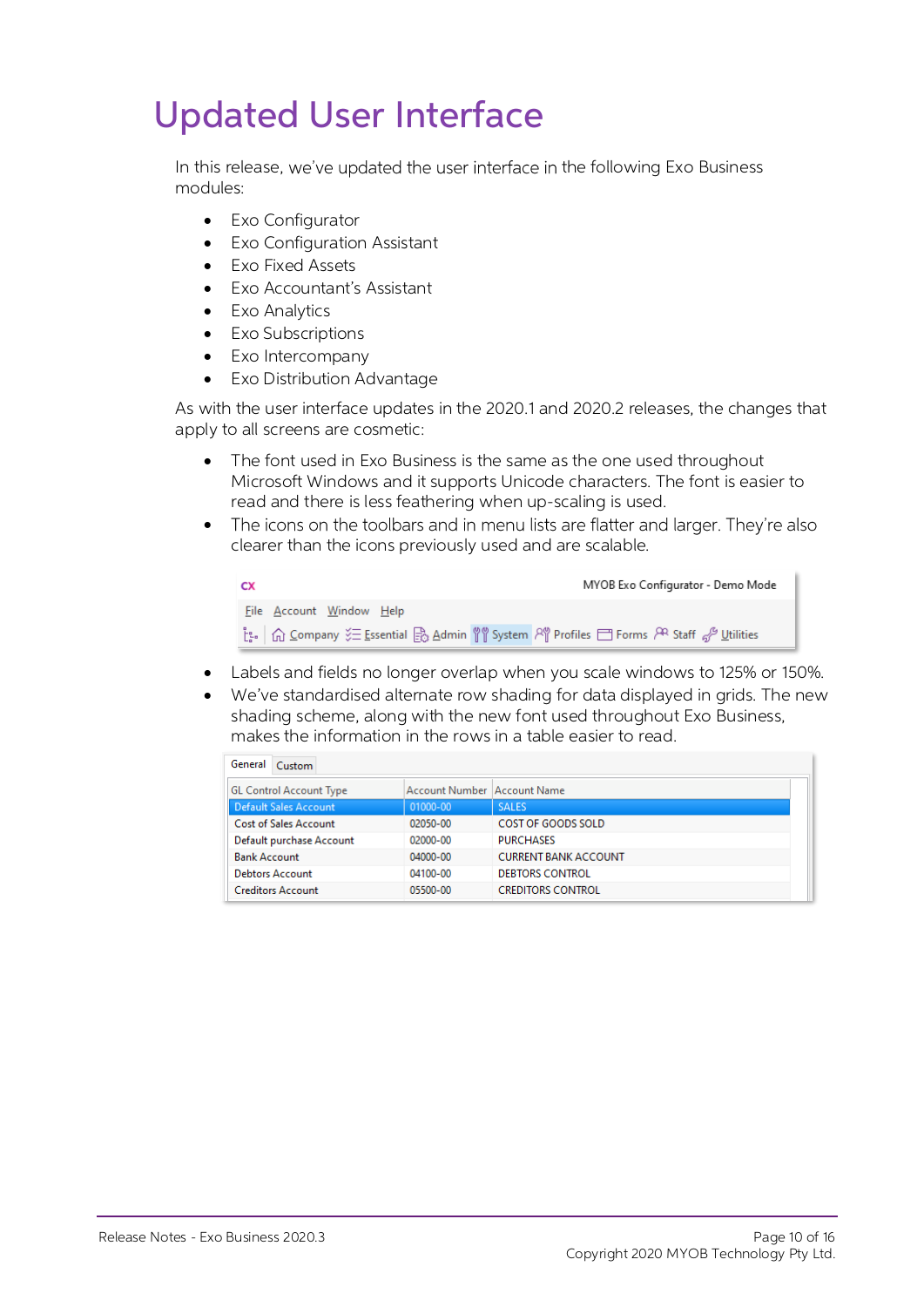# Updated User Interface

In this release, we've updated the user interface in the following Exo Business modules:

- Exo Configurator
- Exo Configuration Assistant
- Exo Fixed Assets
- Exo Accountant's Assistant
- Exo Analytics
- Exo Subscriptions
- Exo Intercompany
- Exo Distribution Advantage

As with the user interface updates in the 2020.1 and 2020.2 releases, the changes that apply to all screens are cosmetic:

- The font used in Exo Business is the same as the one used throughout Microsoft Windows and it supports Unicode characters. The font is easier to read and there is less feathering when up-scaling is used.
- The icons on the toolbars and in menu lists are flatter and larger. They're also clearer than the icons previously used and are scalable.

- Labels and fields no longer overlap when you scale windows to 125% or 150%.
- We've standardised alternate row shading for data displayed in grids. The new shading scheme, along with the new font used throughout Exo Business, makes the information in the rows in a table easier to read.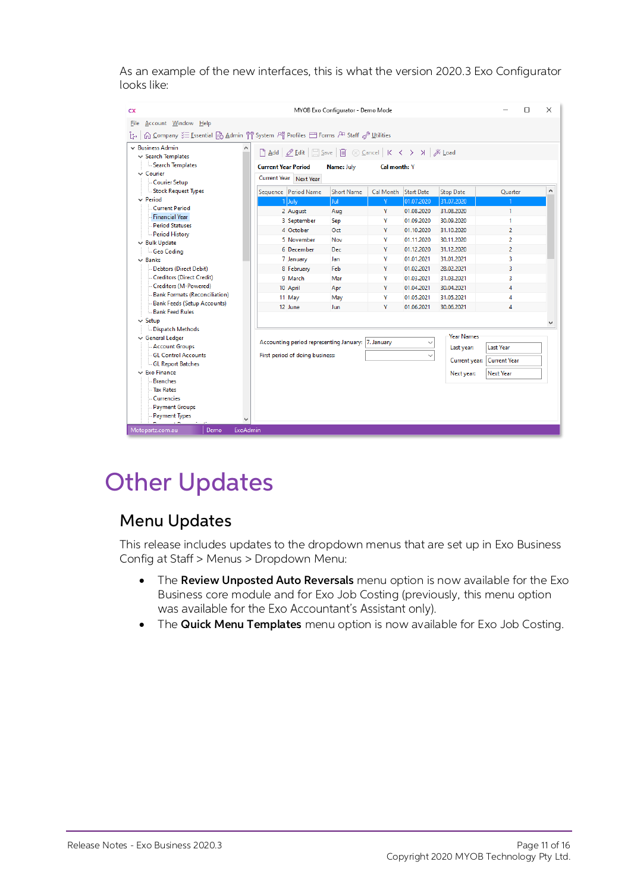As an example of the new interfaces, this is what the version 2020.3 Exo Configurator looks like:

# Other Updates

## Menu Updates

This release includes updates to the dropdown menus that are set up in Exo Business Config at Staff > Menus > Dropdown Menu:

- The **Review Unposted Auto Reversals** menu option is now available for the Exo Business core module and for Exo Job Costing (previously, this menu option was available for the Exo Accountant's Assistant only).
- The **Quick Menu Templates** menu option is now available for Exo Job Costing.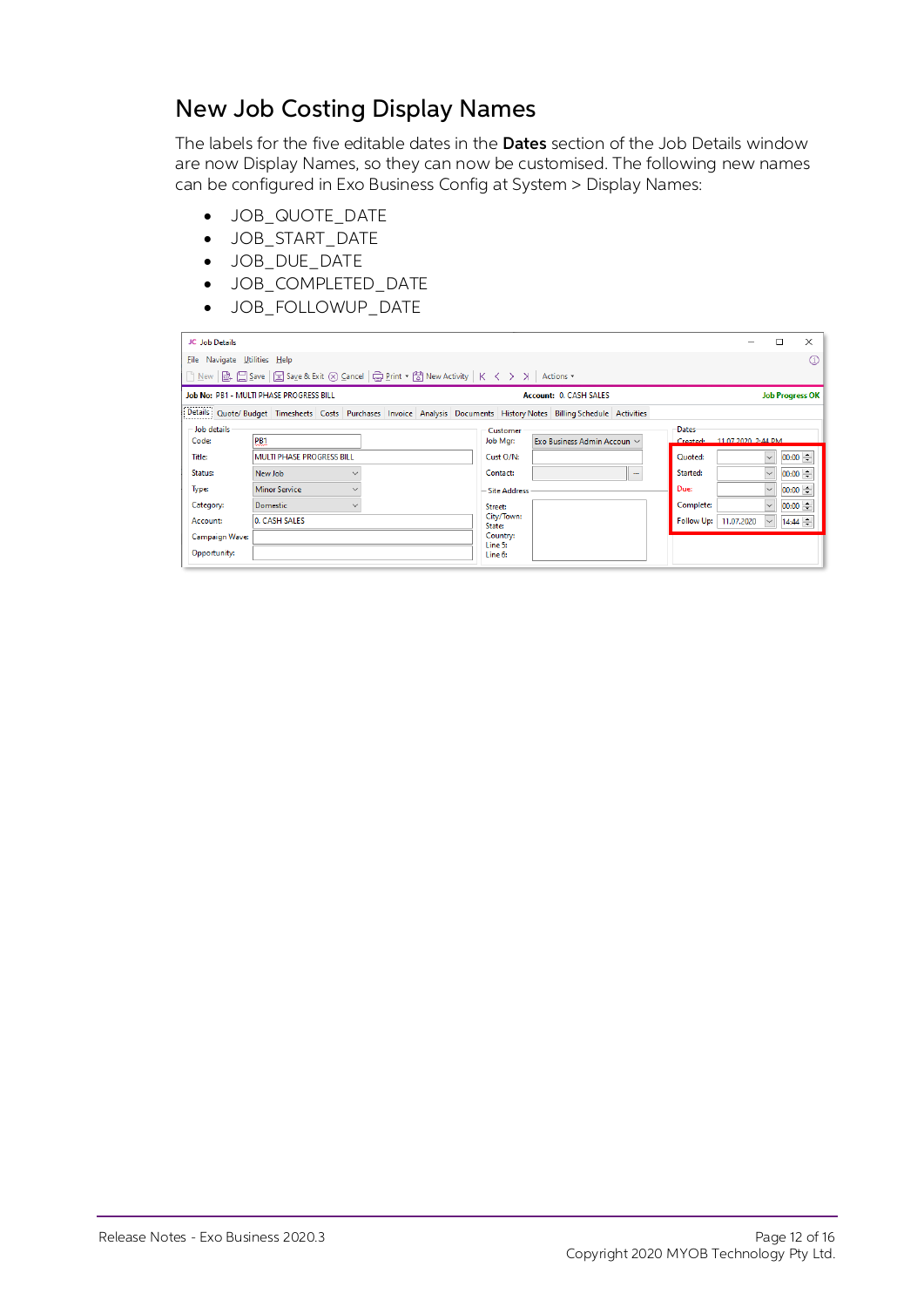## New Job Costing Display Names

The labels for the five editable dates in the **Dates** section of the Job Details window are now Display Names, so they can now be customised. The following new names can be configured in Exo Business Config at System > Display Names:

- JOB_QUOTE_DATE
- JOB_START_DATE
- JOB_DUE_DATE
- JOB_COMPLETED_DATE
- JOB_FOLLOWUP_DATE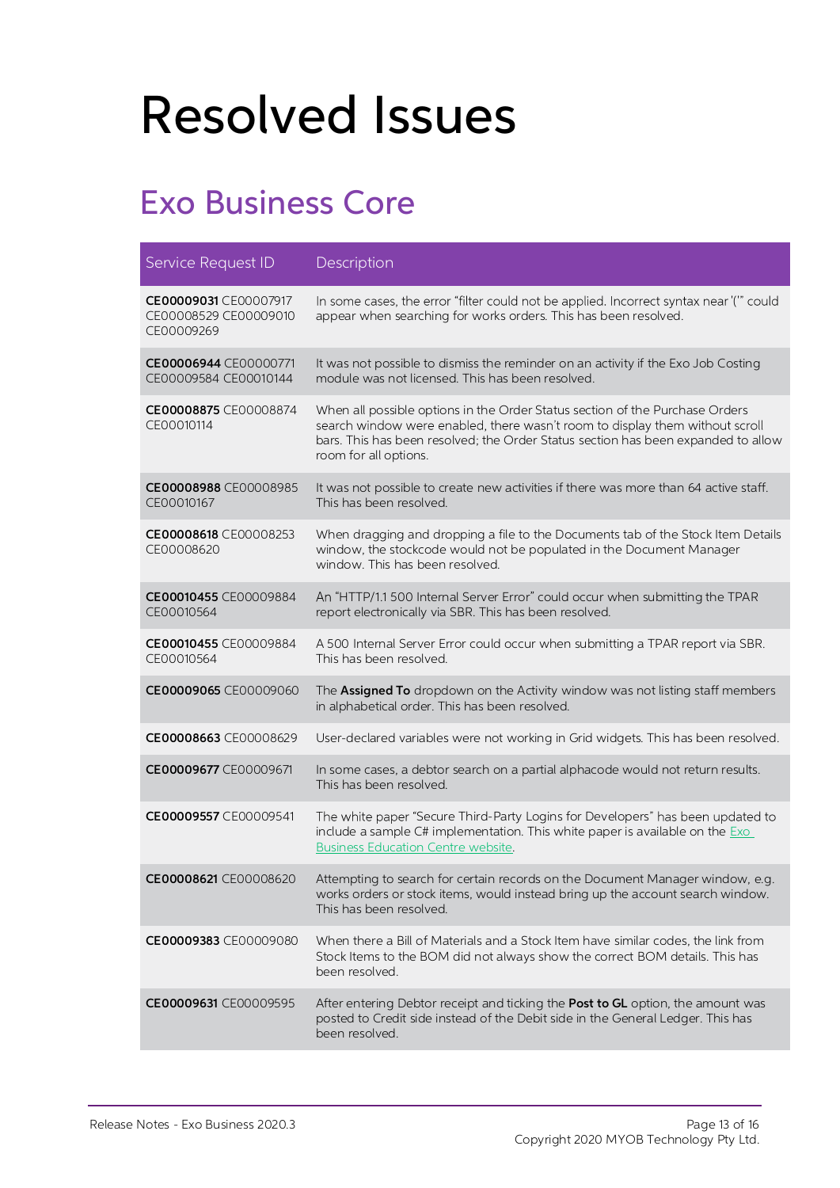# Resolved Issues

## Exo Business Core

| Service Request ID | Description |
|---|---|
| **CE00009031** CE00007917 CE00008529 CE00009010 CE00009269 | In some cases, the error "filter could not be applied. Incorrect syntax near '('" could appear when searching for works orders. This has been resolved. |
| **CE00006944** CE00000771 CE00009584 CE00010144 | It was not possible to dismiss the reminder on an activity if the Exo Job Costing module was not licensed. This has been resolved. |
| **CE00008875** CE00008874 CE00010114 | When all possible options in the Order Status section of the Purchase Orders search window were enabled, there wasn't room to display them without scroll bars. This has been resolved; the Order Status section has been expanded to allow room for all options. |
| **CE00008988** CE00008985 CE00010167 | It was not possible to create new activities if there was more than 64 active staff. This has been resolved. |
| **CE00008618** CE00008253 CE00008620 | When dragging and dropping a file to the Documents tab of the Stock Item Details window, the stockcode would not be populated in the Document Manager window. This has been resolved. |
| **CE00010455** CE00009884 CE00010564 | An "HTTP/1.1 500 Internal Server Error" could occur when submitting the TPAR report electronically via SBR. This has been resolved. |
| **CE00010455** CE00009884 CE00010564 | A 500 Internal Server Error could occur when submitting a TPAR report via SBR. This has been resolved. |
| **CE00009065** CE00009060 | The **Assigned To** dropdown on the Activity window was not listing staff members in alphabetical order. This has been resolved. |
| **CE00008663** CE00008629 | User-declared variables were not working in Grid widgets. This has been resolved. |
| **CE00009677** CE00009671 | In some cases, a debtor search on a partial alphacode would not return results. This has been resolved. |
| **CE00009557** CE00009541 | The white paper "Secure Third-Party Logins for Developers" has been updated to include a sample C# implementation. This white paper is available on the Exo Business Education Centre website. |
| **CE00008621** CE00008620 | Attempting to search for certain records on the Document Manager window, e.g. works orders or stock items, would instead bring up the account search window. This has been resolved. |
| **CE00009383** CE00009080 | When there a Bill of Materials and a Stock Item have similar codes, the link from Stock Items to the BOM did not always show the correct BOM details. This has been resolved. |
| **CE00009631** CE00009595 | After entering Debtor receipt and ticking the **Post to GL** option, the amount was posted to Credit side instead of the Debit side in the General Ledger. This has been resolved. |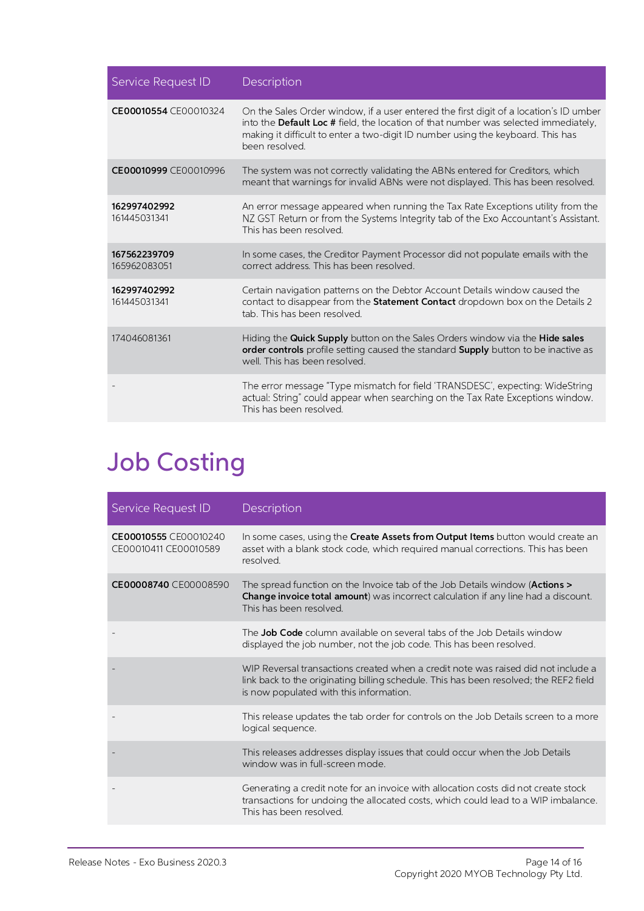| Service Request ID | Description |
|---|---|
| **CE00010554** CE00010324 | On the Sales Order window, if a user entered the first digit of a location's ID umber into the **Default Loc #** field, the location of that number was selected immediately, making it difficult to enter a two-digit ID number using the keyboard. This has been resolved. |
| **CE00010999** CE00010996 | The system was not correctly validating the ABNs entered for Creditors, which meant that warnings for invalid ABNs were not displayed. This has been resolved. |
| **162997402992** 161445031341 | An error message appeared when running the Tax Rate Exceptions utility from the NZ GST Return or from the Systems Integrity tab of the Exo Accountant's Assistant. This has been resolved. |
| **167562239709** 165962083051 | In some cases, the Creditor Payment Processor did not populate emails with the correct address. This has been resolved. |
| **162997402992** 161445031341 | Certain navigation patterns on the Debtor Account Details window caused the contact to disappear from the **Statement Contact** dropdown box on the Details 2 tab. This has been resolved. |
| 174046081361 | Hiding the **Quick Supply** button on the Sales Orders window via the **Hide sales order controls** profile setting caused the standard **Supply** button to be inactive as well. This has been resolved. |
| - | The error message "Type mismatch for field 'TRANSDESC', expecting: WideString actual: String" could appear when searching on the Tax Rate Exceptions window. This has been resolved. |

# Job Costing

| Service Request ID | Description |
|---|---|
| **CE00010555** CE00010240 CE00010411 CE00010589 | In some cases, using the **Create Assets from Output Items** button would create an asset with a blank stock code, which required manual corrections. This has been resolved. |
| **CE00008740** CE00008590 | The spread function on the Invoice tab of the Job Details window (**Actions > Change invoice total amount**) was incorrect calculation if any line had a discount. This has been resolved. |
| - | The **Job Code** column available on several tabs of the Job Details window displayed the job number, not the job code. This has been resolved. |
| - | WIP Reversal transactions created when a credit note was raised did not include a link back to the originating billing schedule. This has been resolved; the REF2 field is now populated with this information. |
| - | This release updates the tab order for controls on the Job Details screen to a more logical sequence. |
| - | This releases addresses display issues that could occur when the Job Details window was in full-screen mode. |
| - | Generating a credit note for an invoice with allocation costs did not create stock transactions for undoing the allocated costs, which could lead to a WIP imbalance. This has been resolved. |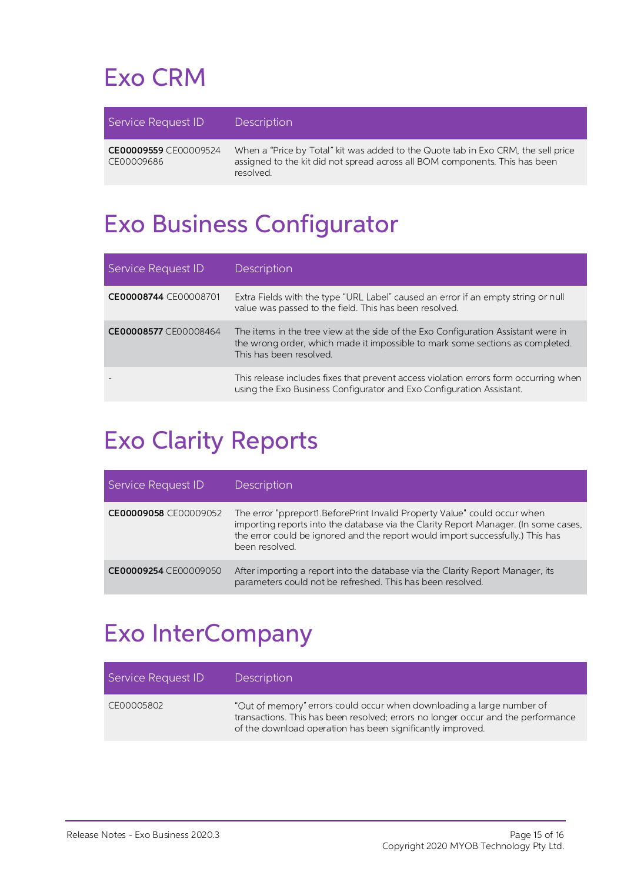# Exo CRM

| Service Request ID | Description |
| --- | --- |
| **CE00009559** CE00009524 CE00009686 | When a “Price by Total” kit was added to the Quote tab in Exo CRM, the sell price assigned to the kit did not spread across all BOM components. This has been resolved. |

# Exo Business Configurator

| Service Request ID | Description |
| --- | --- |
| **CE00008744** CE00008701 | Extra Fields with the type “URL Label” caused an error if an empty string or null value was passed to the field. This has been resolved. |
| **CE00008577** CE00008464 | The items in the tree view at the side of the Exo Configuration Assistant were in the wrong order, which made it impossible to mark some sections as completed. This has been resolved. |
| - | This release includes fixes that prevent access violation errors form occurring when using the Exo Business Configurator and Exo Configuration Assistant. |

# Exo Clarity Reports

| Service Request ID | Description |
| --- | --- |
| **CE00009058** CE00009052 | The error "ppreport1.BeforePrint Invalid Property Value" could occur when importing reports into the database via the Clarity Report Manager. (In some cases, the error could be ignored and the report would import successfully.) This has been resolved. |
| **CE00009254** CE00009050 | After importing a report into the database via the Clarity Report Manager, its parameters could not be refreshed. This has been resolved. |

# Exo InterCompany

| Service Request ID | Description |
| --- | --- |
| CE00005802 | “Out of memory” errors could occur when downloading a large number of transactions. This has been resolved; errors no longer occur and the performance of the download operation has been significantly improved. |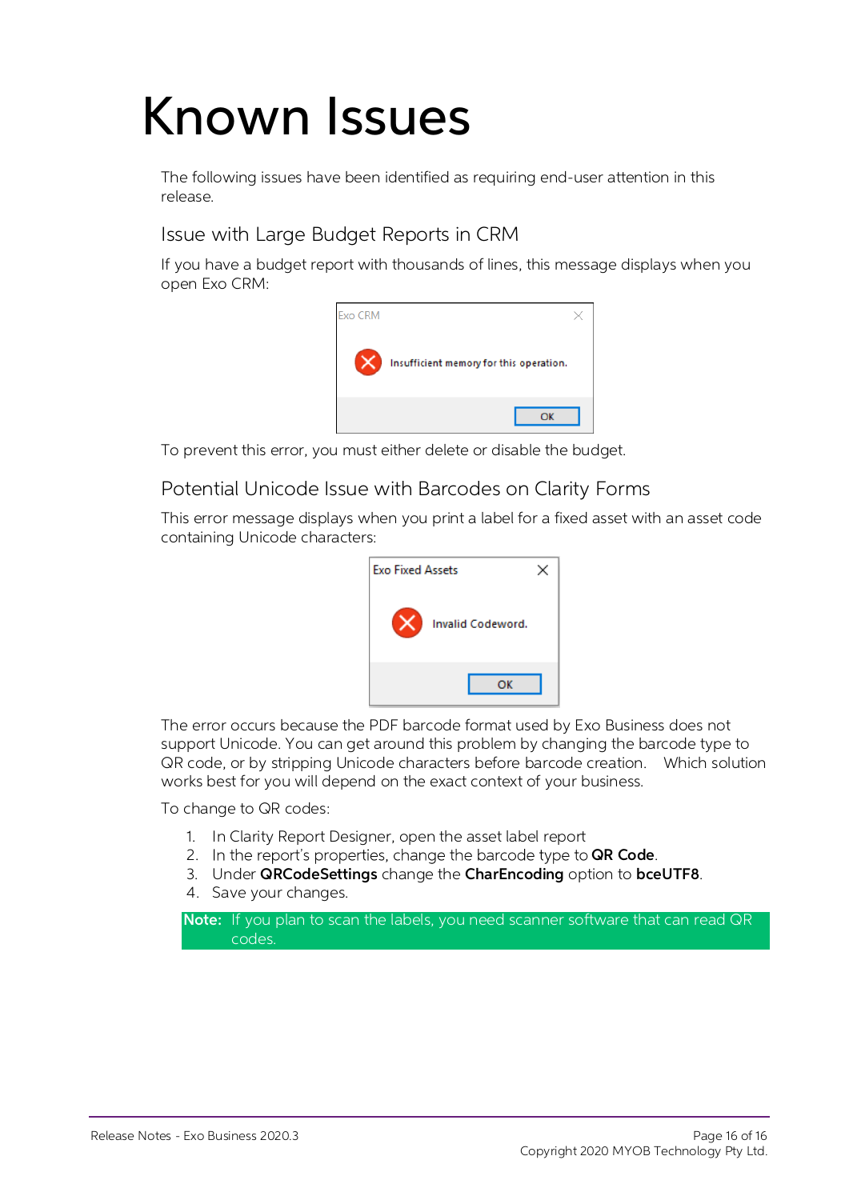# Known Issues

The following issues have been identified as requiring end-user attention in this release.

## Issue with Large Budget Reports in CRM

If you have a budget report with thousands of lines, this message displays when you open Exo CRM:

To prevent this error, you must either delete or disable the budget.

## Potential Unicode Issue with Barcodes on Clarity Forms

This error message displays when you print a label for a fixed asset with an asset code containing Unicode characters:

The error occurs because the PDF barcode format used by Exo Business does not support Unicode. You can get around this problem by changing the barcode type to QR code, or by stripping Unicode characters before barcode creation. Which solution works best for you will depend on the exact context of your business.

To change to QR codes:

1. In Clarity Report Designer, open the asset label report
2. In the report's properties, change the barcode type to **QR Code**.
3. Under **QRCodeSettings** change the **CharEncoding** option to **bceUTF8**.
4. Save your changes.

**Note:** If you plan to scan the labels, you need scanner software that can read QR codes.